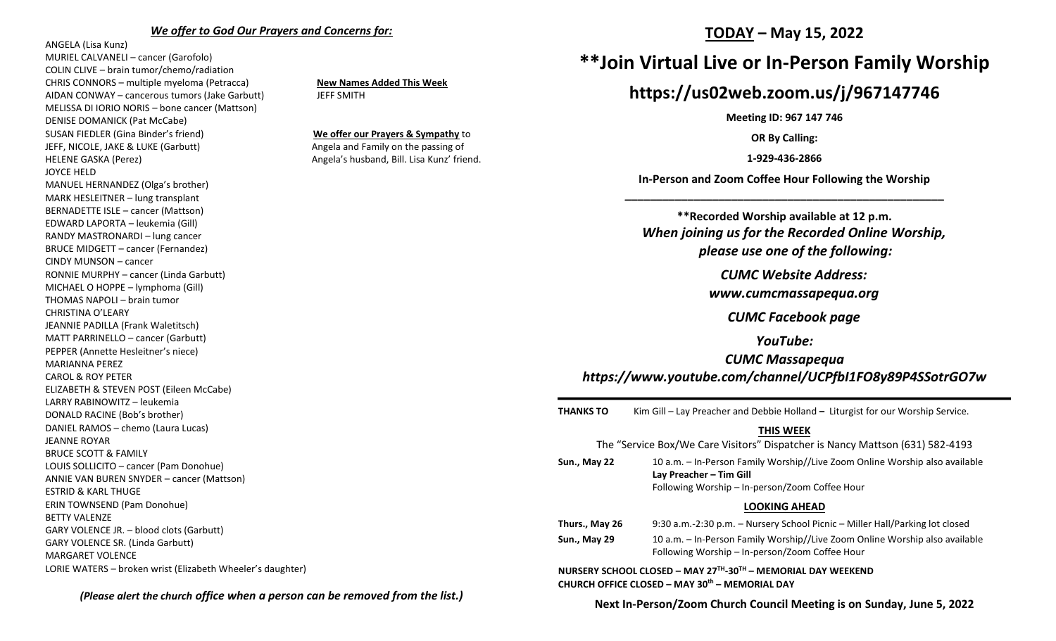***We offer to God Our Prayers and Concerns for:***

ANGELA (Lisa Kunz)
MURIEL CALVANELI – cancer (Garofolo)
COLIN CLIVE – brain tumor/chemo/radiation
CHRIS CONNORS – multiple myeloma (Petracca)
AIDAN CONWAY – cancerous tumors (Jake Garbutt)
MELISSA DI IORIO NORIS – bone cancer (Mattson)
DENISE DOMANICK (Pat McCabe)
SUSAN FIEDLER (Gina Binder's friend)
JEFF, NICOLE, JAKE & LUKE (Garbutt)
HELENE GASKA (Perez)
JOYCE HELD
MANUEL HERNANDEZ (Olga's brother)
MARK HESLEITNER – lung transplant
BERNADETTE ISLE – cancer (Mattson)
EDWARD LAPORTA – leukemia (Gill)
RANDY MASTRONARDI – lung cancer
BRUCE MIDGETT – cancer (Fernandez)
CINDY MUNSON – cancer
RONNIE MURPHY – cancer (Linda Garbutt)
MICHAEL O HOPPE – lymphoma (Gill)
THOMAS NAPOLI – brain tumor
CHRISTINA O'LEARY
JEANNIE PADILLA (Frank Waletitsch)
MATT PARRINELLO – cancer (Garbutt)
PEPPER (Annette Hesleitner's niece)
MARIANNA PEREZ
CAROL & ROY PETER
ELIZABETH & STEVEN POST (Eileen McCabe)
LARRY RABINOWITZ – leukemia
DONALD RACINE (Bob's brother)
DANIEL RAMOS – chemo (Laura Lucas)
JEANNE ROYAR
BRUCE SCOTT & FAMILY
LOUIS SOLLICITO – cancer (Pam Donohue)
ANNIE VAN BUREN SNYDER – cancer (Mattson)
ESTRID & KARL THUGE
ERIN TOWNSEND (Pam Donohue)
BETTY VALENZE
GARY VOLENCE JR. – blood clots (Garbutt)
GARY VOLENCE SR. (Linda Garbutt)
MARGARET VOLENCE
LORIE WATERS – broken wrist (Elizabeth Wheeler's daughter)

**New Names Added This Week**
JEFF SMITH

**We offer our Prayers & Sympathy** to Angela and Family on the passing of Angela's husband, Bill. Lisa Kunz' friend.

*(Please alert the church office when a person can be removed from the list.)*

# TODAY – May 15, 2022

# **Join Virtual Live or In-Person Family Worship

## https://us02web.zoom.us/j/967147746

**Meeting ID: 967 147 746**

**OR By Calling:**

**1-929-436-2866**

**In-Person and Zoom Coffee Hour Following the Worship**

---

**Recorded Worship available at 12 p.m.**

***When joining us for the Recorded Online Worship, please use one of the following:***

***CUMC Website Address:***
***www.cumcmassapequa.org***

***CUMC Facebook page***

***YouTube:***
***CUMC Massapequa***
***https://www.youtube.com/channel/UCPfbI1FO8y89P4SSotrGO7w***

---

**THANKS TO** Kim Gill – Lay Preacher and Debbie Holland – Liturgist for our Worship Service.

**THIS WEEK**

The "Service Box/We Care Visitors" Dispatcher is Nancy Mattson (631) 582-4193

**Sun., May 22** 10 a.m. – In-Person Family Worship//Live Zoom Online Worship also available
**Lay Preacher – Tim Gill**
Following Worship – In-person/Zoom Coffee Hour

**LOOKING AHEAD**

**Thurs., May 26** 9:30 a.m.-2:30 p.m. – Nursery School Picnic – Miller Hall/Parking lot closed

**Sun., May 29** 10 a.m. – In-Person Family Worship//Live Zoom Online Worship also available
Following Worship – In-person/Zoom Coffee Hour

**NURSERY SCHOOL CLOSED – MAY 27TH-30TH – MEMORIAL DAY WEEKEND**
**CHURCH OFFICE CLOSED – MAY 30th – MEMORIAL DAY**

**Next In-Person/Zoom Church Council Meeting is on Sunday, June 5, 2022**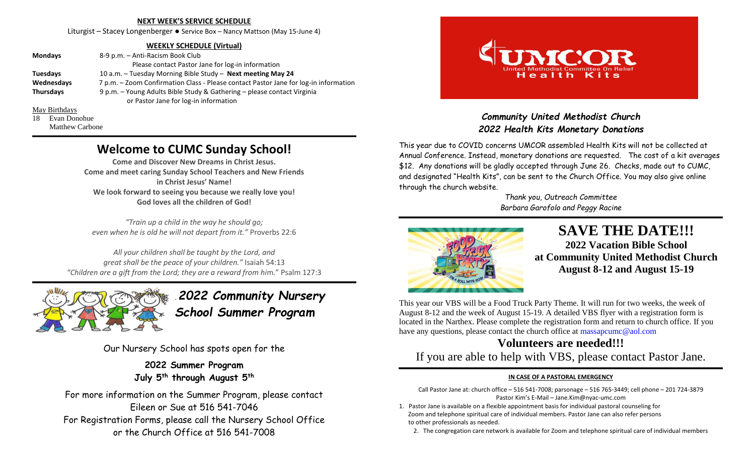**NEXT WEEK'S SERVICE SCHEDULE**

Liturgist – Stacey Longenberger ● Service Box – Nancy Mattson (May 15-June 4)

**WEEKLY SCHEDULE (Virtual)**

| | |
|---|---|
| **Mondays** | 8-9 p.m. – Anti-Racism Book Club<br>Please contact Pastor Jane for log-in information |
| **Tuesdays** | 10 a.m. – Tuesday Morning Bible Study – **Next meeting May 24** |
| **Wednesdays** | 7 p.m. – Zoom Confirmation Class - Please contact Pastor Jane for log-in information |
| **Thursdays** | 9 p.m. – Young Adults Bible Study & Gathering – please contact Virginia or Pastor Jane for log-in information |

May Birthdays

18 Evan Donohue
Matthew Carbone

# Welcome to CUMC Sunday School!

**Come and Discover New Dreams in Christ Jesus.**
**Come and meet caring Sunday School Teachers and New Friends in Christ Jesus' Name!**
**We look forward to seeing you because we really love you!**
**God loves all the children of God!**

*"Train up a child in the way he should go; even when he is old he will not depart from it."* Proverbs 22:6

*All your children shall be taught by the Lord, and great shall be the peace of your children."* Isaiah 54:13
*"Children are a gift from the Lord; they are a reward from hi*m." Psalm 127:3

## *2022 Community Nursery School Summer Program*

Our Nursery School has spots open for the

**2022 Summer Program**
**July 5th through August 5th**

For more information on the Summer Program, please contact Eileen or Sue at 516 541-7046
For Registration Forms, please call the Nursery School Office or the Church Office at 516 541-7008

UMCOR
United Methodist Committee On Relief
Health Kits

### *Community United Methodist Church*
### *2022 Health Kits Monetary Donations*

This year due to COVID concerns UMCOR assembled Health Kits will not be collected at Annual Conference. Instead, monetary donations are requested. The cost of a kit averages $12. Any donations will be gladly accepted through June 26. Checks, made out to CUMC, and designated "Health Kits", can be sent to the Church Office. You may also give online through the church website.

*Thank you, Outreach Committee*
*Barbara Garofolo and Peggy Racine*

# SAVE THE DATE!!!

**2022 Vacation Bible School**
**at Community United Methodist Church**
**August 8-12 and August 15-19**

This year our VBS will be a Food Truck Party Theme. It will run for two weeks, the week of August 8-12 and the week of August 15-19. A detailed VBS flyer with a registration form is located in the Narthex. Please complete the registration form and return to church office. If you have any questions, please contact the church office at massapcumc@aol.com

## Volunteers are needed!!!

If you are able to help with VBS, please contact Pastor Jane.

**IN CASE OF A PASTORAL EMERGENCY**

Call Pastor Jane at: church office – 516 541-7008; parsonage – 516 765-3449; cell phone – 201 724-3879
Pastor Kim's E-Mail – Jane.Kim@nyac-umc.com

1. Pastor Jane is available on a flexible appointment basis for individual pastoral counseling for Zoom and telephone spiritual care of individual members. Pastor Jane can also refer persons to other professionals as needed.
2. The congregation care network is available for Zoom and telephone spiritual care of individual members